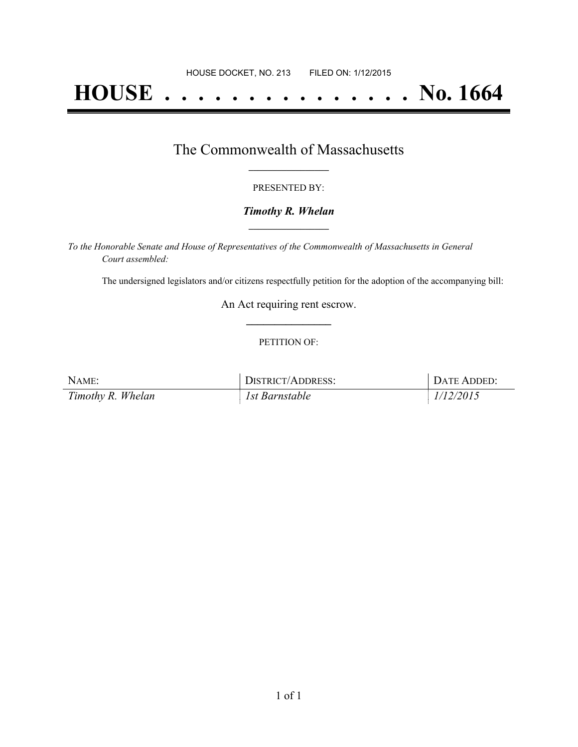HOUSE DOCKET, NO. 213 FILED ON: 1/12/2015

# HOUSE . . . . . . . . . . . . . . . No. 1664

## The Commonwealth of Massachusetts

PRESENTED BY:

***Timothy R. Whelan***

*To the Honorable Senate and House of Representatives of the Commonwealth of Massachusetts in General Court assembled:*

The undersigned legislators and/or citizens respectfully petition for the adoption of the accompanying bill:

An Act requiring rent escrow.

PETITION OF:

| NAME: | DISTRICT/ADDRESS: | DATE ADDED: |
| --- | --- | --- |
| *Timothy R. Whelan* | *1st Barnstable* | *1/12/2015* |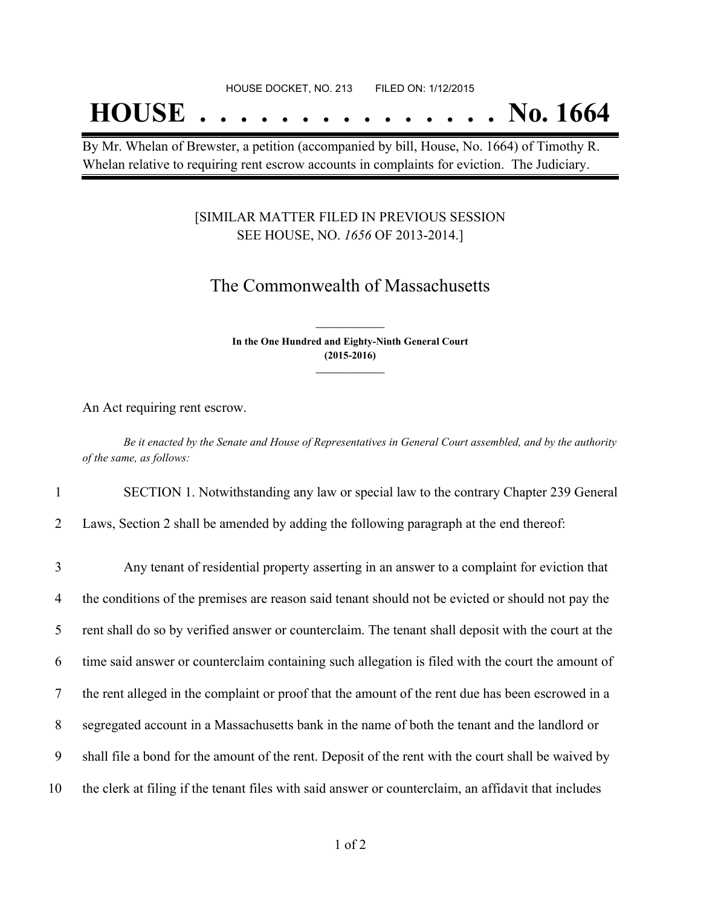HOUSE DOCKET, NO. 213 FILED ON: 1/12/2015

# HOUSE . . . . . . . . . . . . . . . No. 1664

By Mr. Whelan of Brewster, a petition (accompanied by bill, House, No. 1664) of Timothy R. Whelan relative to requiring rent escrow accounts in complaints for eviction. The Judiciary.

[SIMILAR MATTER FILED IN PREVIOUS SESSION SEE HOUSE, NO. *1656* OF 2013-2014.]

## The Commonwealth of Massachusetts

**In the One Hundred and Eighty-Ninth General Court (2015-2016)**

An Act requiring rent escrow.

*Be it enacted by the Senate and House of Representatives in General Court assembled, and by the authority of the same, as follows:*

1 SECTION 1. Notwithstanding any law or special law to the contrary Chapter 239 General
2 Laws, Section 2 shall be amended by adding the following paragraph at the end thereof:

3 Any tenant of residential property asserting in an answer to a complaint for eviction that
4 the conditions of the premises are reason said tenant should not be evicted or should not pay the
5 rent shall do so by verified answer or counterclaim. The tenant shall deposit with the court at the
6 time said answer or counterclaim containing such allegation is filed with the court the amount of
7 the rent alleged in the complaint or proof that the amount of the rent due has been escrowed in a
8 segregated account in a Massachusetts bank in the name of both the tenant and the landlord or
9 shall file a bond for the amount of the rent. Deposit of the rent with the court shall be waived by
10 the clerk at filing if the tenant files with said answer or counterclaim, an affidavit that includes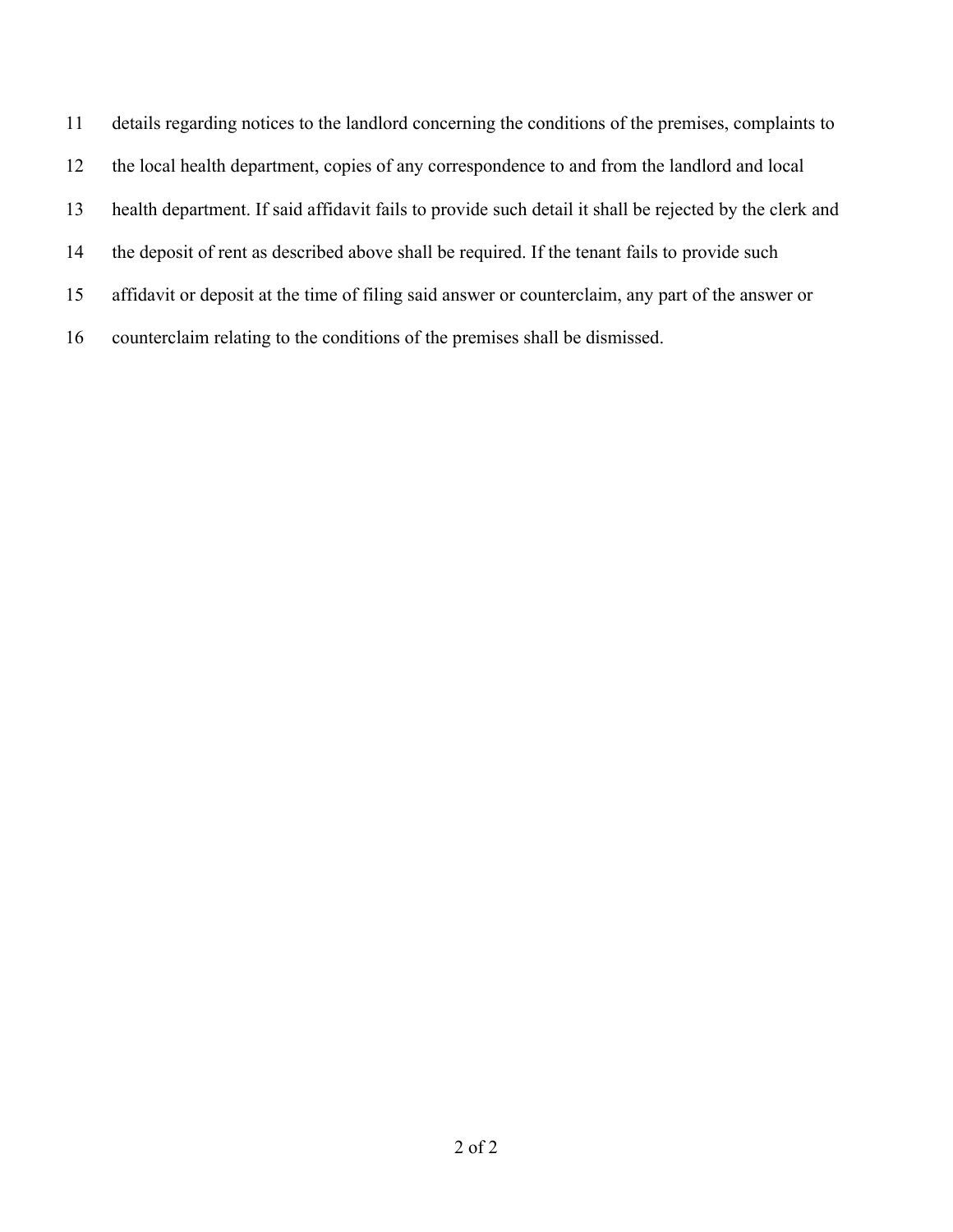details regarding notices to the landlord concerning the conditions of the premises, complaints to the local health department, copies of any correspondence to and from the landlord and local health department. If said affidavit fails to provide such detail it shall be rejected by the clerk and the deposit of rent as described above shall be required. If the tenant fails to provide such affidavit or deposit at the time of filing said answer or counterclaim, any part of the answer or counterclaim relating to the conditions of the premises shall be dismissed.